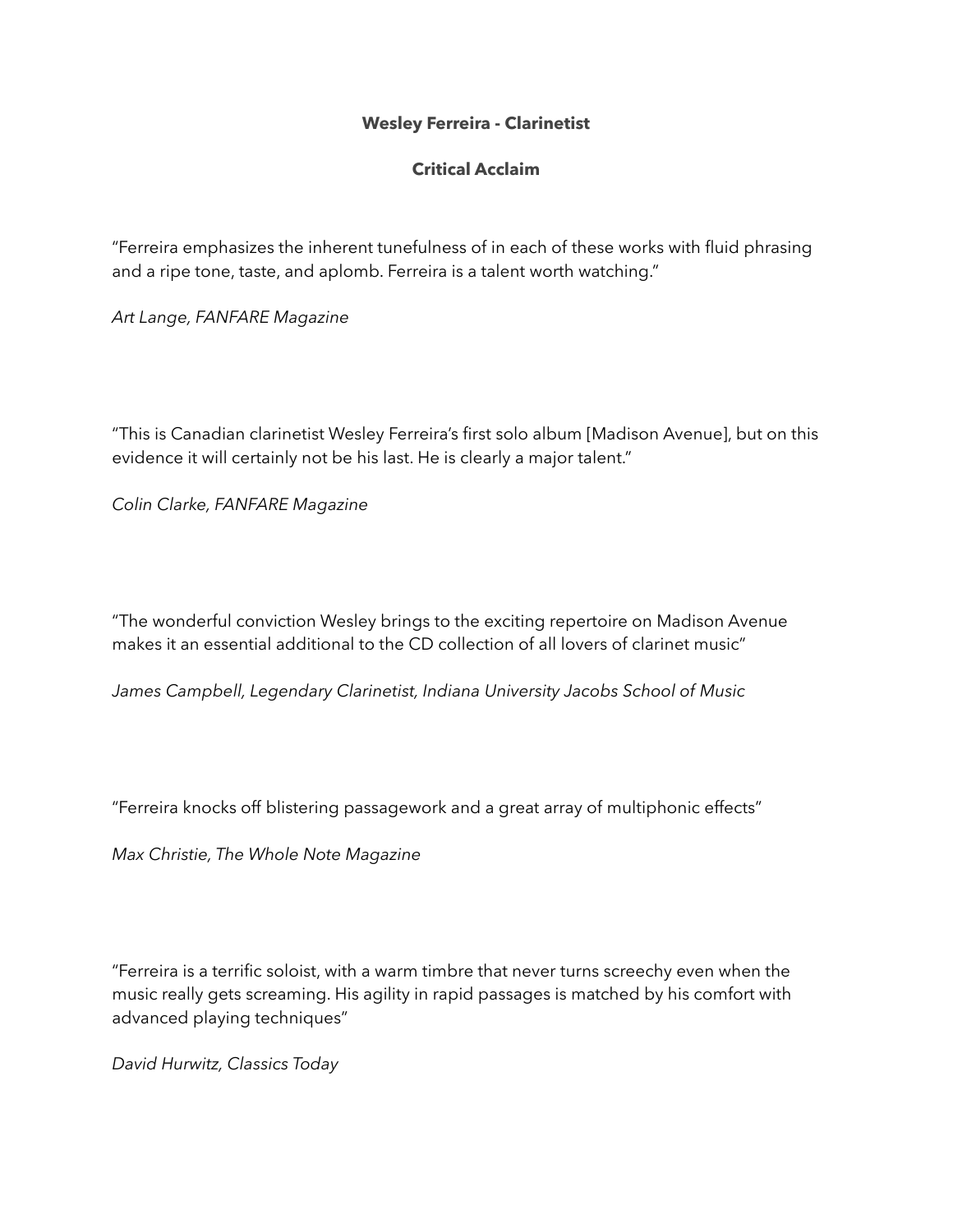**Wesley Ferreira - Clarinetist**

**Critical Acclaim**

"Ferreira emphasizes the inherent tunefulness of in each of these works with fluid phrasing and a ripe tone, taste, and aplomb. Ferreira is a talent worth watching."

*Art Lange, FANFARE Magazine*

"This is Canadian clarinetist Wesley Ferreira's first solo album [Madison Avenue], but on this evidence it will certainly not be his last. He is clearly a major talent."

*Colin Clarke, FANFARE Magazine*

"The wonderful conviction Wesley brings to the exciting repertoire on Madison Avenue makes it an essential additional to the CD collection of all lovers of clarinet music"

*James Campbell, Legendary Clarinetist, Indiana University Jacobs School of Music*

"Ferreira knocks off blistering passagework and a great array of multiphonic effects"

*Max Christie, The Whole Note Magazine*

"Ferreira is a terrific soloist, with a warm timbre that never turns screechy even when the music really gets screaming. His agility in rapid passages is matched by his comfort with advanced playing techniques"

*David Hurwitz, Classics Today*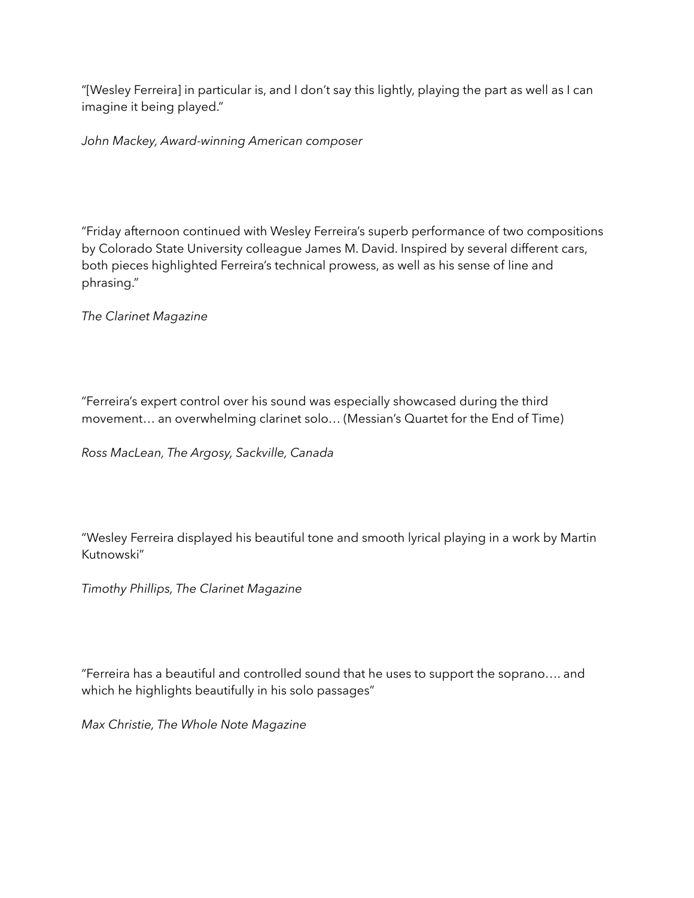"[Wesley Ferreira] in particular is, and I don't say this lightly, playing the part as well as I can imagine it being played."

*John Mackey, Award-winning American composer*

"Friday afternoon continued with Wesley Ferreira's superb performance of two compositions by Colorado State University colleague James M. David. Inspired by several different cars, both pieces highlighted Ferreira's technical prowess, as well as his sense of line and phrasing."

*The Clarinet Magazine*

"Ferreira's expert control over his sound was especially showcased during the third movement… an overwhelming clarinet solo… (Messian's Quartet for the End of Time)

*Ross MacLean, The Argosy, Sackville, Canada*

"Wesley Ferreira displayed his beautiful tone and smooth lyrical playing in a work by Martin Kutnowski"

*Timothy Phillips, The Clarinet Magazine*

"Ferreira has a beautiful and controlled sound that he uses to support the soprano…. and which he highlights beautifully in his solo passages"

*Max Christie, The Whole Note Magazine*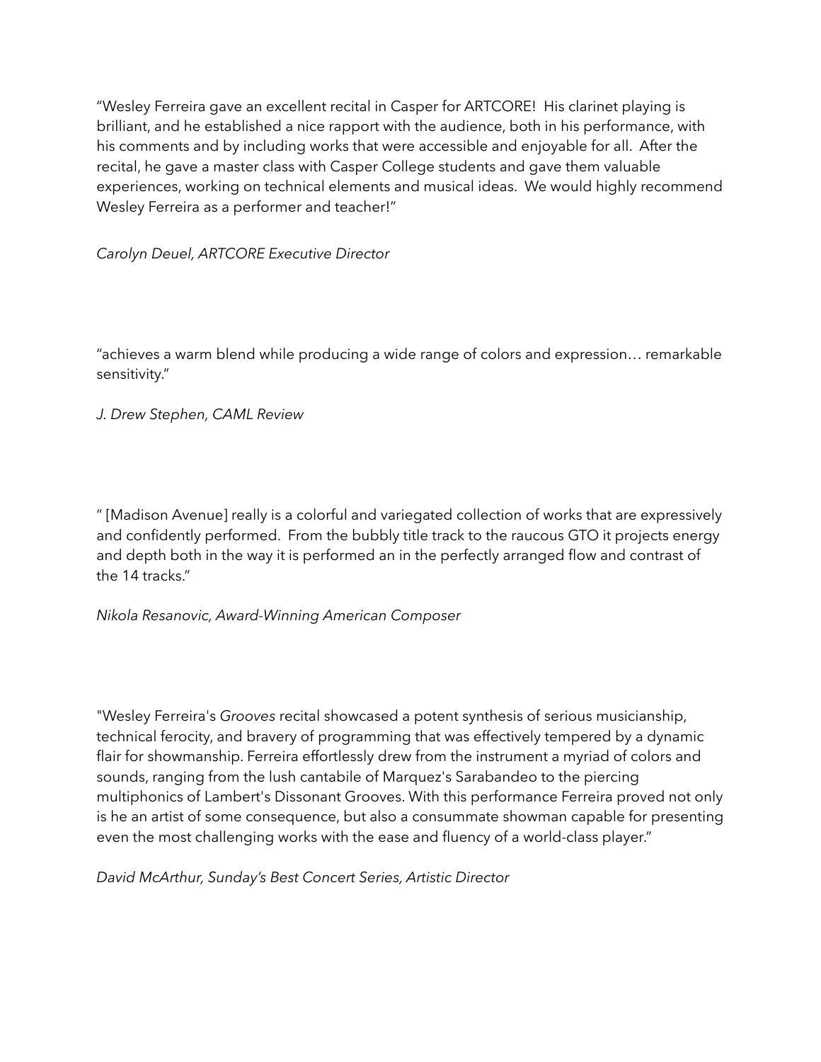"Wesley Ferreira gave an excellent recital in Casper for ARTCORE! His clarinet playing is brilliant, and he established a nice rapport with the audience, both in his performance, with his comments and by including works that were accessible and enjoyable for all. After the recital, he gave a master class with Casper College students and gave them valuable experiences, working on technical elements and musical ideas. We would highly recommend Wesley Ferreira as a performer and teacher!"

*Carolyn Deuel, ARTCORE Executive Director*

"achieves a warm blend while producing a wide range of colors and expression… remarkable sensitivity."

*J. Drew Stephen, CAML Review*

" [Madison Avenue] really is a colorful and variegated collection of works that are expressively and confidently performed. From the bubbly title track to the raucous GTO it projects energy and depth both in the way it is performed an in the perfectly arranged flow and contrast of the 14 tracks."

*Nikola Resanovic, Award-Winning American Composer*

"Wesley Ferreira's *Grooves* recital showcased a potent synthesis of serious musicianship, technical ferocity, and bravery of programming that was effectively tempered by a dynamic flair for showmanship. Ferreira effortlessly drew from the instrument a myriad of colors and sounds, ranging from the lush cantabile of Marquez's Sarabandeo to the piercing multiphonics of Lambert's Dissonant Grooves. With this performance Ferreira proved not only is he an artist of some consequence, but also a consummate showman capable for presenting even the most challenging works with the ease and fluency of a world-class player."

*David McArthur, Sunday's Best Concert Series, Artistic Director*